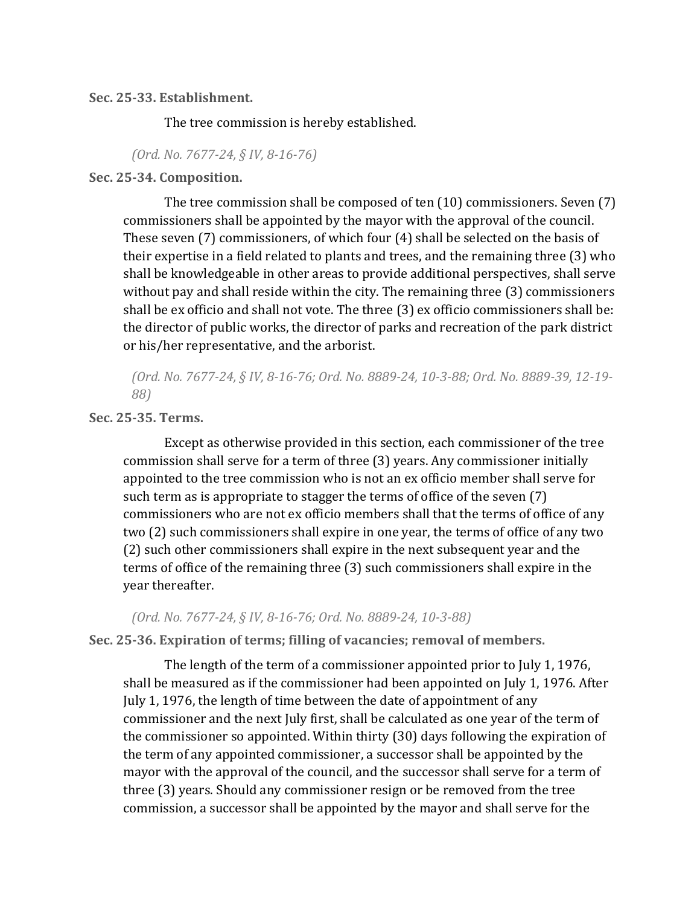**Sec. 25-33. Establishment.**

The tree commission is hereby established.

*(Ord. No. 7677-24, § IV, 8-16-76)*

**Sec. 25-34. Composition.**

The tree commission shall be composed of ten (10) commissioners. Seven (7) commissioners shall be appointed by the mayor with the approval of the council. These seven (7) commissioners, of which four (4) shall be selected on the basis of their expertise in a field related to plants and trees, and the remaining three (3) who shall be knowledgeable in other areas to provide additional perspectives, shall serve without pay and shall reside within the city. The remaining three (3) commissioners shall be ex officio and shall not vote. The three (3) ex officio commissioners shall be: the director of public works, the director of parks and recreation of the park district or his/her representative, and the arborist.

*(Ord. No. 7677-24, § IV, 8-16-76; Ord. No. 8889-24, 10-3-88; Ord. No. 8889-39, 12-19-88)*

**Sec. 25-35. Terms.**

Except as otherwise provided in this section, each commissioner of the tree commission shall serve for a term of three (3) years. Any commissioner initially appointed to the tree commission who is not an ex officio member shall serve for such term as is appropriate to stagger the terms of office of the seven (7) commissioners who are not ex officio members shall that the terms of office of any two (2) such commissioners shall expire in one year, the terms of office of any two (2) such other commissioners shall expire in the next subsequent year and the terms of office of the remaining three (3) such commissioners shall expire in the year thereafter.

*(Ord. No. 7677-24, § IV, 8-16-76; Ord. No. 8889-24, 10-3-88)*

**Sec. 25-36. Expiration of terms; filling of vacancies; removal of members.**

The length of the term of a commissioner appointed prior to July 1, 1976, shall be measured as if the commissioner had been appointed on July 1, 1976. After July 1, 1976, the length of time between the date of appointment of any commissioner and the next July first, shall be calculated as one year of the term of the commissioner so appointed. Within thirty (30) days following the expiration of the term of any appointed commissioner, a successor shall be appointed by the mayor with the approval of the council, and the successor shall serve for a term of three (3) years. Should any commissioner resign or be removed from the tree commission, a successor shall be appointed by the mayor and shall serve for the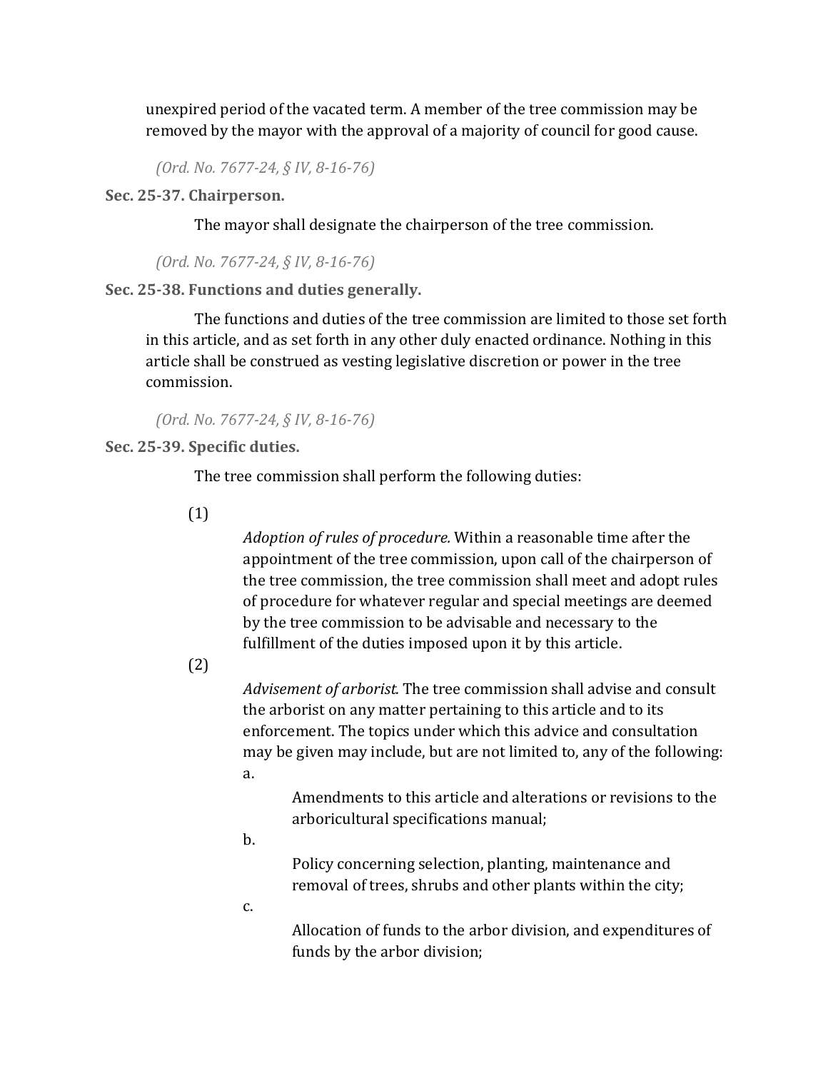unexpired period of the vacated term. A member of the tree commission may be removed by the mayor with the approval of a majority of council for good cause.

*(Ord. No. 7677-24, § IV, 8-16-76)*

**Sec. 25-37. Chairperson.**

The mayor shall designate the chairperson of the tree commission.

*(Ord. No. 7677-24, § IV, 8-16-76)*

**Sec. 25-38. Functions and duties generally.**

The functions and duties of the tree commission are limited to those set forth in this article, and as set forth in any other duly enacted ordinance. Nothing in this article shall be construed as vesting legislative discretion or power in the tree commission.

*(Ord. No. 7677-24, § IV, 8-16-76)*

**Sec. 25-39. Specific duties.**

The tree commission shall perform the following duties:

(1) *Adoption of rules of procedure.* Within a reasonable time after the appointment of the tree commission, upon call of the chairperson of the tree commission, the tree commission shall meet and adopt rules of procedure for whatever regular and special meetings are deemed by the tree commission to be advisable and necessary to the fulfillment of the duties imposed upon it by this article.

(2) *Advisement of arborist.* The tree commission shall advise and consult the arborist on any matter pertaining to this article and to its enforcement. The topics under which this advice and consultation may be given may include, but are not limited to, any of the following:

a. Amendments to this article and alterations or revisions to the arboricultural specifications manual;

b. Policy concerning selection, planting, maintenance and removal of trees, shrubs and other plants within the city;

c. Allocation of funds to the arbor division, and expenditures of funds by the arbor division;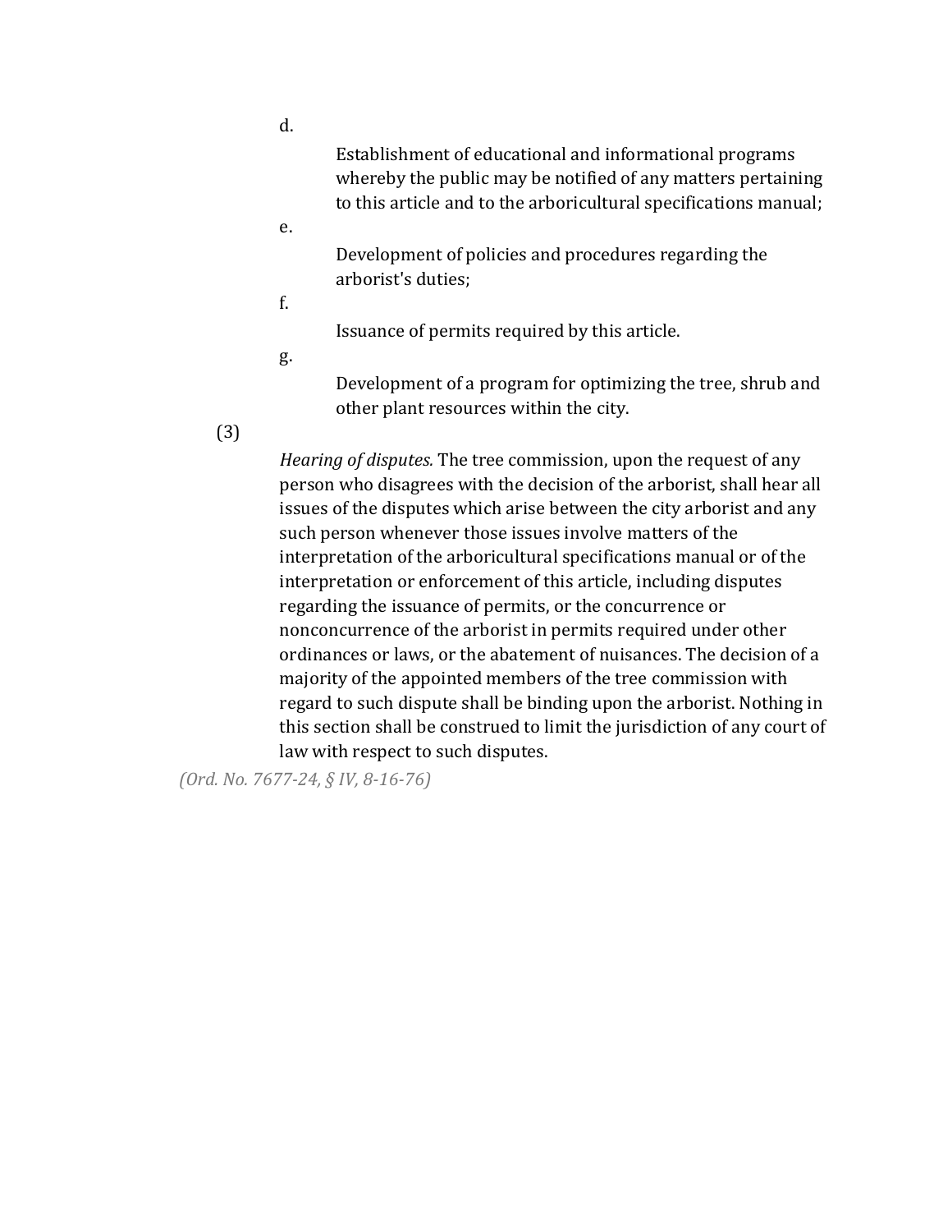d. Establishment of educational and informational programs whereby the public may be notified of any matters pertaining to this article and to the arboricultural specifications manual;

e. Development of policies and procedures regarding the arborist's duties;

f. Issuance of permits required by this article.

g. Development of a program for optimizing the tree, shrub and other plant resources within the city.

(3) *Hearing of disputes.* The tree commission, upon the request of any person who disagrees with the decision of the arborist, shall hear all issues of the disputes which arise between the city arborist and any such person whenever those issues involve matters of the interpretation of the arboricultural specifications manual or of the interpretation or enforcement of this article, including disputes regarding the issuance of permits, or the concurrence or nonconcurrence of the arborist in permits required under other ordinances or laws, or the abatement of nuisances. The decision of a majority of the appointed members of the tree commission with regard to such dispute shall be binding upon the arborist. Nothing in this section shall be construed to limit the jurisdiction of any court of law with respect to such disputes.

*(Ord. No. 7677-24, § IV, 8-16-76)*